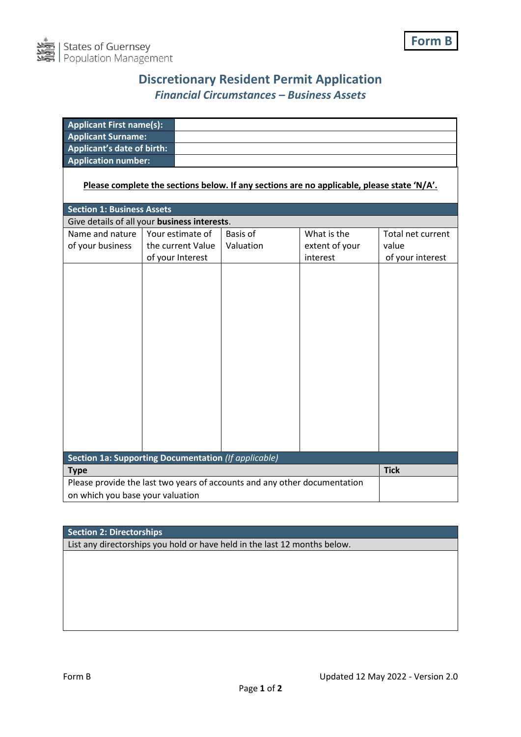States of Guernsey
Population Management

**Form B**

# Discretionary Resident Permit Application

## *Financial Circumstances – Business Assets*

| **Applicant First name(s):** | |
|---|---|
| **Applicant Surname:** | |
| **Applicant's date of birth:** | |
| **Application number:** | |

**Please complete the sections below. If any sections are no applicable, please state 'N/A'.**

### Section 1: Business Assets

Give details of all your **business interests**.

| Name and nature of your business | Your estimate of the current Value of your Interest | Basis of Valuation | What is the extent of your interest | Total net current value of your interest |
|---|---|---|---|---|
| | | | | |

### Section 1a: Supporting Documentation *(If applicable)*

| **Type** | **Tick** |
|---|---|
| Please provide the last two years of accounts and any other documentation on which you base your valuation | |

### Section 2: Directorships

List any directorships you hold or have held in the last 12 months below.

Form B

Updated 12 May 2022 - Version 2.0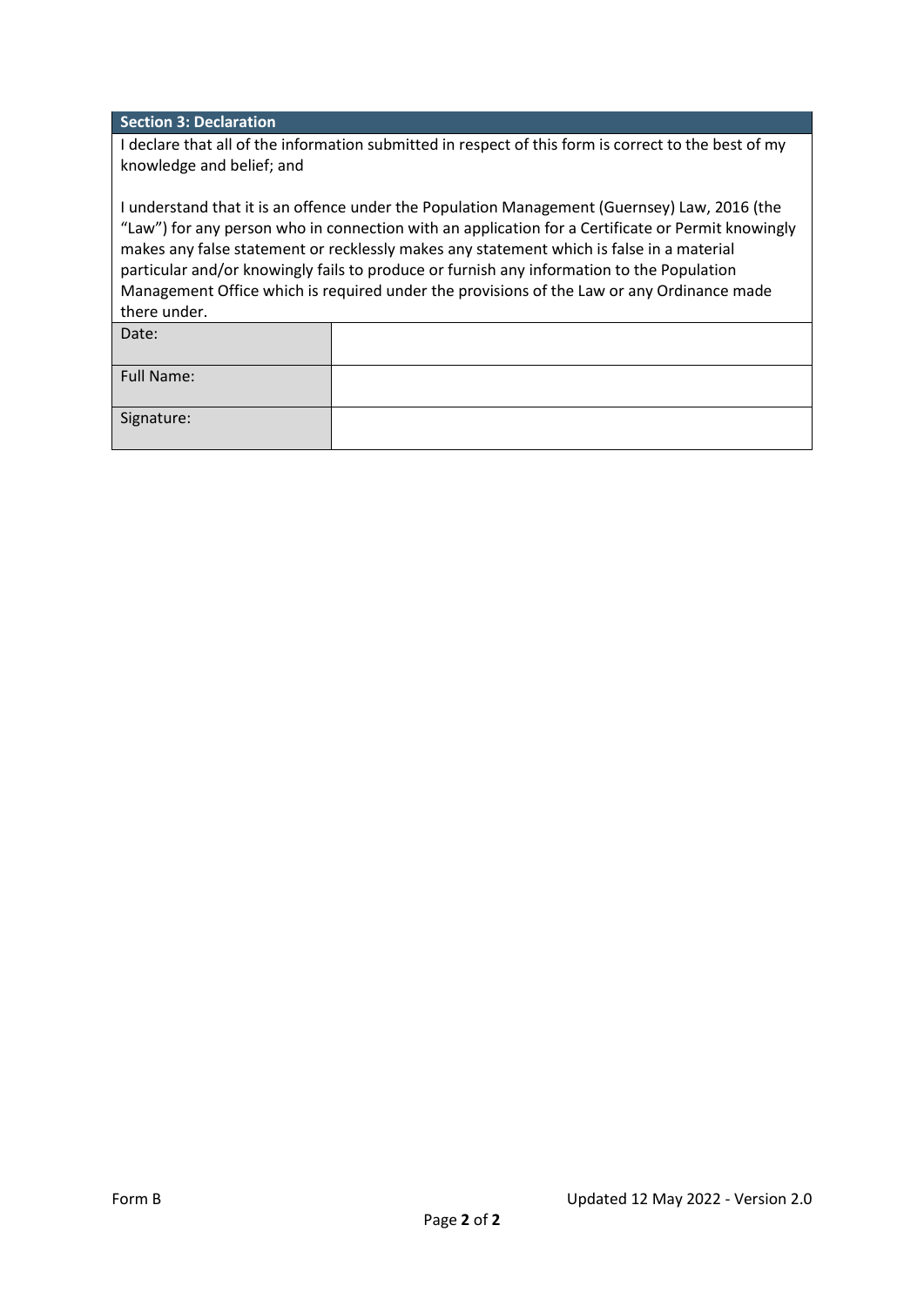## Section 3: Declaration

I declare that all of the information submitted in respect of this form is correct to the best of my knowledge and belief; and

I understand that it is an offence under the Population Management (Guernsey) Law, 2016 (the "Law") for any person who in connection with an application for a Certificate or Permit knowingly makes any false statement or recklessly makes any statement which is false in a material particular and/or knowingly fails to produce or furnish any information to the Population Management Office which is required under the provisions of the Law or any Ordinance made there under.

| | |
|---|---|
| Date: | |
| Full Name: | |
| Signature: | |

Form B

Updated 12 May 2022 - Version 2.0